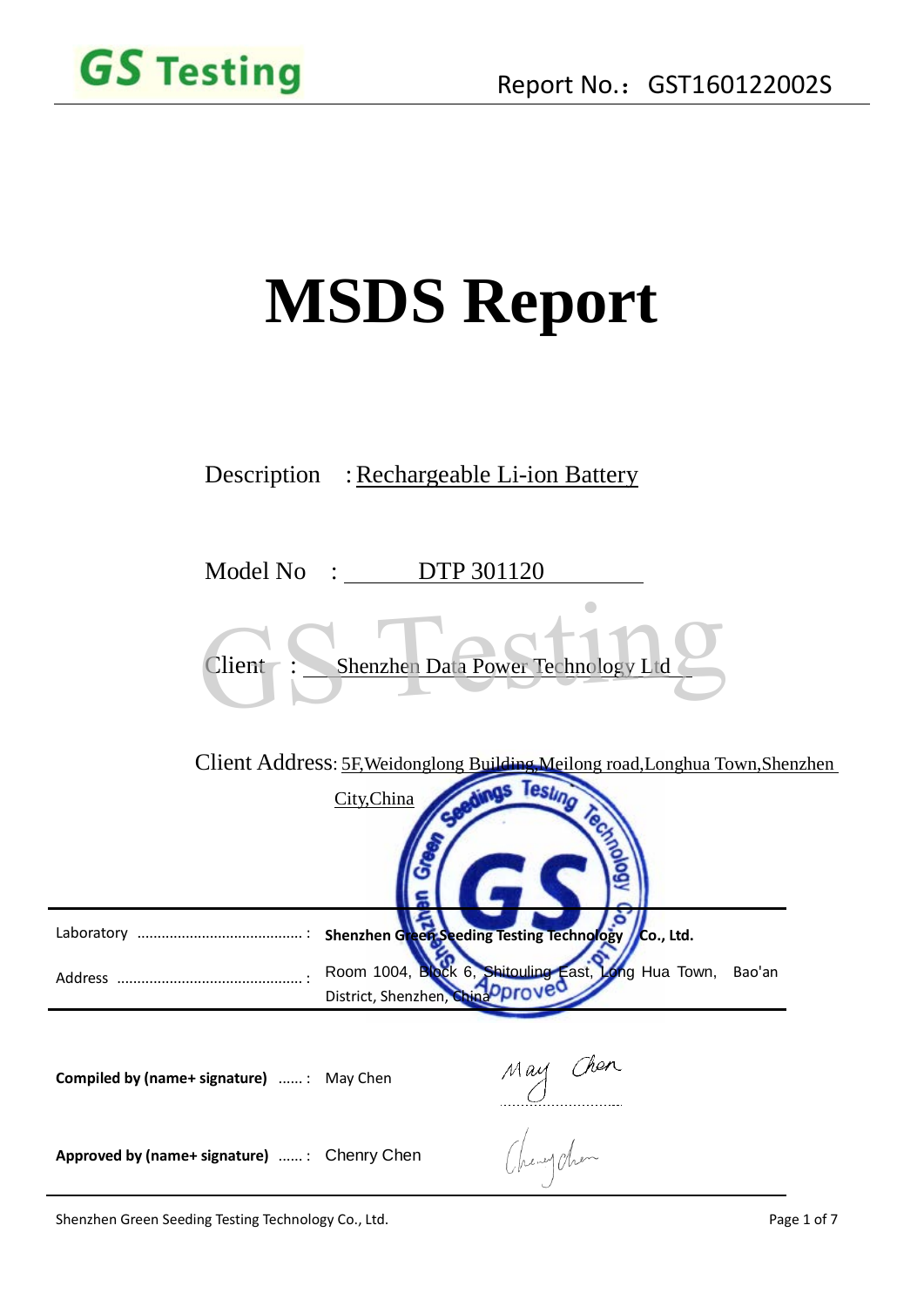GS Testing

Report No.： GST160122002S

# MSDS Report

Description : Rechargeable Li-ion Battery

Model No : DTP 301120

Client : Shenzhen Data Power Technology Ltd

Client Address: 5F,Weidonglong Building,Meilong road,Longhua Town,Shenzhen City,China

| | |
|---|---|
| Laboratory ........................................ : | **Shenzhen Green Seeding Testing Technology Co., Ltd.** |
| Address ............................................ : | Room 1004, Block 6, Shitouling East, Long Hua Town, Bao'an District, Shenzhen, China |

**Compiled by (name+ signature)** ...... : May Chen

**Approved by (name+ signature)** ...... : Chenry Chen

Shenzhen Green Seeding Testing Technology Co., Ltd.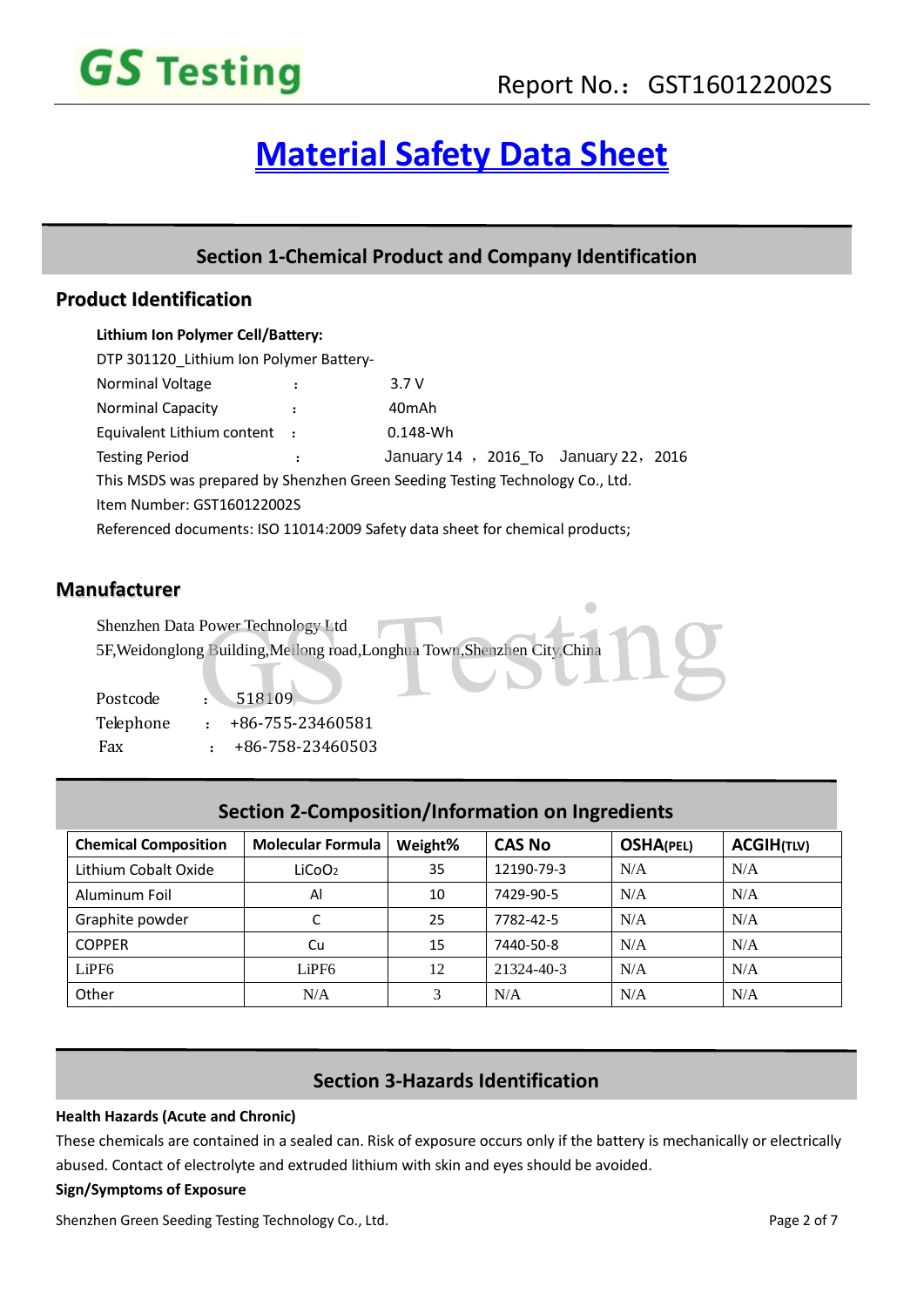# Material Safety Data Sheet

## Section 1-Chemical Product and Company Identification

### Product Identification

**Lithium Ion Polymer Cell/Battery:**

DTP 301120_Lithium Ion Polymer Battery-

Norminal Voltage : 3.7 V

Norminal Capacity : 40mAh

Equivalent Lithium content : 0.148-Wh

Testing Period : January 14 ，2016_To January 22，2016

This MSDS was prepared by Shenzhen Green Seeding Testing Technology Co., Ltd.

Item Number: GST160122002S

Referenced documents: ISO 11014:2009 Safety data sheet for chemical products;

### Manufacturer

Shenzhen Data Power Technology Ltd

5F,Weidonglong Building,Meilong road,Longhua Town,Shenzhen City,China

Postcode : 518109

Telephone : +86-755-23460581

Fax : +86-758-23460503

## Section 2-Composition/Information on Ingredients

| Chemical Composition | Molecular Formula | Weight% | CAS No | OSHA(PEL) | ACGIH(TLV) |
|---|---|---|---|---|---|
| Lithium Cobalt Oxide | $LiCoO_2$ | 35 | 12190-79-3 | N/A | N/A |
| Aluminum Foil | Al | 10 | 7429-90-5 | N/A | N/A |
| Graphite powder | C | 25 | 7782-42-5 | N/A | N/A |
| COPPER | Cu | 15 | 7440-50-8 | N/A | N/A |
| LiPF6 | $LiPF_6$ | 12 | 21324-40-3 | N/A | N/A |
| Other | N/A | 3 | N/A | N/A | N/A |

## Section 3-Hazards Identification

**Health Hazards (Acute and Chronic)**

These chemicals are contained in a sealed can. Risk of exposure occurs only if the battery is mechanically or electrically abused. Contact of electrolyte and extruded lithium with skin and eyes should be avoided.

**Sign/Symptoms of Exposure**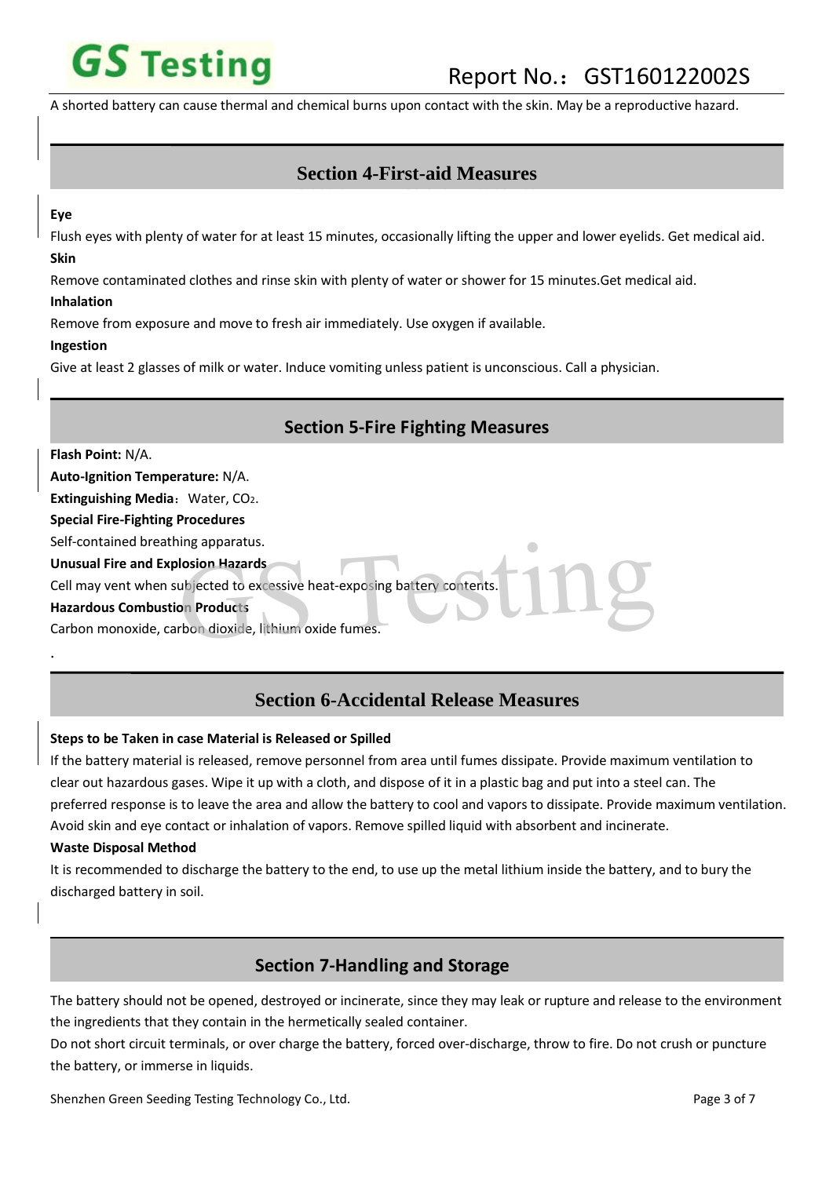A shorted battery can cause thermal and chemical burns upon contact with the skin. May be a reproductive hazard.

## Section 4-First-aid Measures

**Eye**

Flush eyes with plenty of water for at least 15 minutes, occasionally lifting the upper and lower eyelids. Get medical aid.

**Skin**

Remove contaminated clothes and rinse skin with plenty of water or shower for 15 minutes.Get medical aid.

**Inhalation**

Remove from exposure and move to fresh air immediately. Use oxygen if available.

**Ingestion**

Give at least 2 glasses of milk or water. Induce vomiting unless patient is unconscious. Call a physician.

## Section 5-Fire Fighting Measures

**Flash Point:** N/A.

**Auto-Ignition Temperature:** N/A.

**Extinguishing Media**： Water, $CO_2$.

**Special Fire-Fighting Procedures**

Self-contained breathing apparatus.

**Unusual Fire and Explosion Hazards**

Cell may vent when subjected to excessive heat-exposing battery contents.

**Hazardous Combustion Products**

Carbon monoxide, carbon dioxide, lithium oxide fumes.

.

## Section 6-Accidental Release Measures

**Steps to be Taken in case Material is Released or Spilled**

If the battery material is released, remove personnel from area until fumes dissipate. Provide maximum ventilation to clear out hazardous gases. Wipe it up with a cloth, and dispose of it in a plastic bag and put into a steel can. The preferred response is to leave the area and allow the battery to cool and vapors to dissipate. Provide maximum ventilation. Avoid skin and eye contact or inhalation of vapors. Remove spilled liquid with absorbent and incinerate.

**Waste Disposal Method**

It is recommended to discharge the battery to the end, to use up the metal lithium inside the battery, and to bury the discharged battery in soil.

## Section 7-Handling and Storage

The battery should not be opened, destroyed or incinerate, since they may leak or rupture and release to the environment the ingredients that they contain in the hermetically sealed container.

Do not short circuit terminals, or over charge the battery, forced over-discharge, throw to fire. Do not crush or puncture the battery, or immerse in liquids.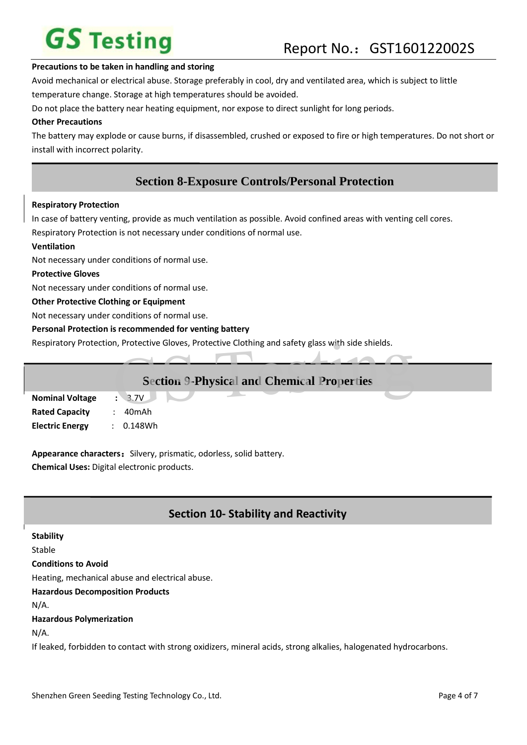**Precautions to be taken in handling and storing**

Avoid mechanical or electrical abuse. Storage preferably in cool, dry and ventilated area, which is subject to little temperature change. Storage at high temperatures should be avoided.

Do not place the battery near heating equipment, nor expose to direct sunlight for long periods.

**Other Precautions**

The battery may explode or cause burns, if disassembled, crushed or exposed to fire or high temperatures. Do not short or install with incorrect polarity.

## Section 8-Exposure Controls/Personal Protection

**Respiratory Protection**

In case of battery venting, provide as much ventilation as possible. Avoid confined areas with venting cell cores.

Respiratory Protection is not necessary under conditions of normal use.

**Ventilation**

Not necessary under conditions of normal use.

**Protective Gloves**

Not necessary under conditions of normal use.

**Other Protective Clothing or Equipment**

Not necessary under conditions of normal use.

**Personal Protection is recommended for venting battery**

Respiratory Protection, Protective Gloves, Protective Clothing and safety glass with side shields.

## Section 9-Physical and Chemical Properties

**Nominal Voltage** : 3.7V

**Rated Capacity** : 40mAh

**Electric Energy** : 0.148Wh

**Appearance characters：** Silvery, prismatic, odorless, solid battery.

**Chemical Uses:** Digital electronic products.

## Section 10- Stability and Reactivity

**Stability**

Stable

**Conditions to Avoid**

Heating, mechanical abuse and electrical abuse.

**Hazardous Decomposition Products**

N/A.

**Hazardous Polymerization**

N/A.

If leaked, forbidden to contact with strong oxidizers, mineral acids, strong alkalies, halogenated hydrocarbons.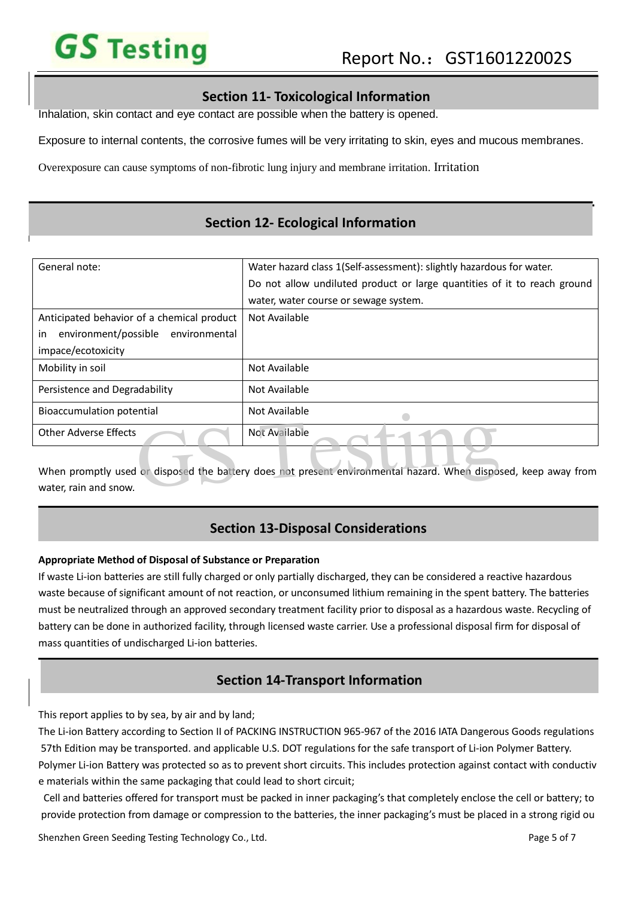## Section 11- Toxicological Information

Inhalation, skin contact and eye contact are possible when the battery is opened.

Exposure to internal contents, the corrosive fumes will be very irritating to skin, eyes and mucous membranes.

Overexposure can cause symptoms of non-fibrotic lung injury and membrane irritation. Irritation

## Section 12- Ecological Information

| | |
|---|---|
| General note: | Water hazard class 1(Self-assessment): slightly hazardous for water. Do not allow undiluted product or large quantities of it to reach ground water, water course or sewage system. |
| Anticipated behavior of a chemical product in environment/possible environmental impace/ecotoxicity | Not Available |
| Mobility in soil | Not Available |
| Persistence and Degradability | Not Available |
| Bioaccumulation potential | Not Available |
| Other Adverse Effects | Not Available |

When promptly used or disposed the battery does not present environmental hazard. When disposed, keep away from water, rain and snow.

## Section 13-Disposal Considerations

**Appropriate Method of Disposal of Substance or Preparation**

If waste Li-ion batteries are still fully charged or only partially discharged, they can be considered a reactive hazardous waste because of significant amount of not reaction, or unconsumed lithium remaining in the spent battery. The batteries must be neutralized through an approved secondary treatment facility prior to disposal as a hazardous waste. Recycling of battery can be done in authorized facility, through licensed waste carrier. Use a professional disposal firm for disposal of mass quantities of undischarged Li-ion batteries.

## Section 14-Transport Information

This report applies to by sea, by air and by land;

The Li-ion Battery according to Section II of PACKING INSTRUCTION 965-967 of the 2016 IATA Dangerous Goods regulations 57th Edition may be transported. and applicable U.S. DOT regulations for the safe transport of Li-ion Polymer Battery. Polymer Li-ion Battery was protected so as to prevent short circuits. This includes protection against contact with conductive materials within the same packaging that could lead to short circuit;

Cell and batteries offered for transport must be packed in inner packaging's that completely enclose the cell or battery; to provide protection from damage or compression to the batteries, the inner packaging's must be placed in a strong rigid ou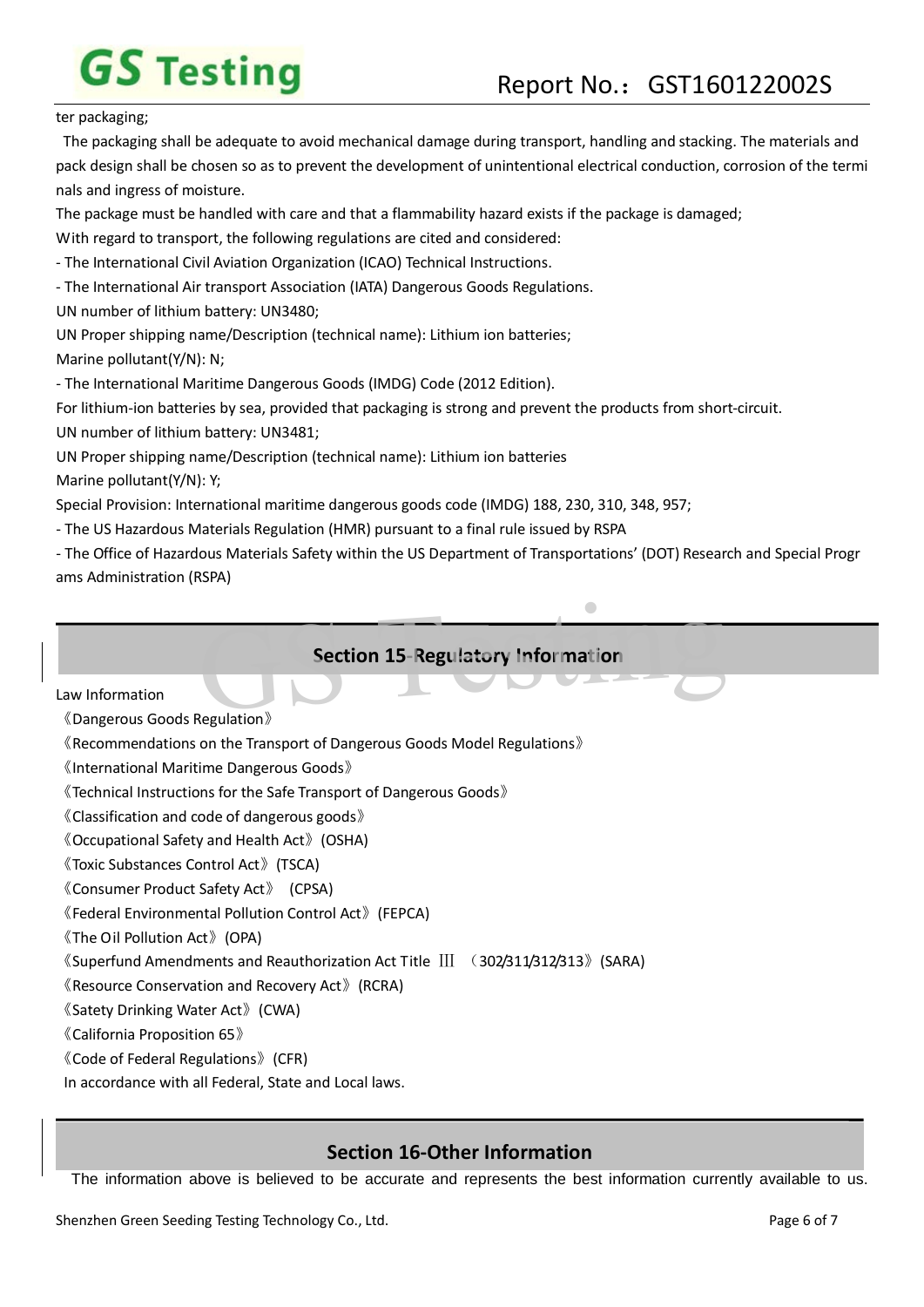ter packaging;

The packaging shall be adequate to avoid mechanical damage during transport, handling and stacking. The materials and pack design shall be chosen so as to prevent the development of unintentional electrical conduction, corrosion of the terminals and ingress of moisture.

The package must be handled with care and that a flammability hazard exists if the package is damaged;

With regard to transport, the following regulations are cited and considered:

- The International Civil Aviation Organization (ICAO) Technical Instructions.
- The International Air transport Association (IATA) Dangerous Goods Regulations.

UN number of lithium battery: UN3480;

UN Proper shipping name/Description (technical name): Lithium ion batteries;

Marine pollutant(Y/N): N;

- The International Maritime Dangerous Goods (IMDG) Code (2012 Edition).

For lithium-ion batteries by sea, provided that packaging is strong and prevent the products from short-circuit.

UN number of lithium battery: UN3481;

UN Proper shipping name/Description (technical name): Lithium ion batteries

Marine pollutant(Y/N): Y;

Special Provision: International maritime dangerous goods code (IMDG) 188, 230, 310, 348, 957;

- The US Hazardous Materials Regulation (HMR) pursuant to a final rule issued by RSPA
- The Office of Hazardous Materials Safety within the US Department of Transportations' (DOT) Research and Special Programs Administration (RSPA)

## Section 15-Regulatory Information

Law Information

《Dangerous Goods Regulation》

《Recommendations on the Transport of Dangerous Goods Model Regulations》

《International Maritime Dangerous Goods》

《Technical Instructions for the Safe Transport of Dangerous Goods》

《Classification and code of dangerous goods》

《Occupational Safety and Health Act》(OSHA)

《Toxic Substances Control Act》(TSCA)

《Consumer Product Safety Act》 (CPSA)

《Federal Environmental Pollution Control Act》(FEPCA)

《The Oil Pollution Act》(OPA)

《Superfund Amendments and Reauthorization Act Title Ⅲ （302/311/312/313》(SARA)

《Resource Conservation and Recovery Act》(RCRA)

《Satety Drinking Water Act》(CWA)

《California Proposition 65》

《Code of Federal Regulations》(CFR)

In accordance with all Federal, State and Local laws.

## Section 16-Other Information

The information above is believed to be accurate and represents the best information currently available to us.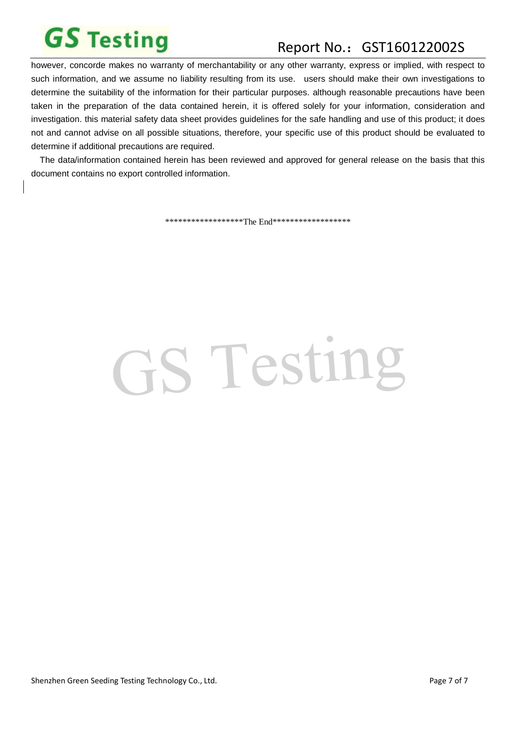however, concorde makes no warranty of merchantability or any other warranty, express or implied, with respect to such information, and we assume no liability resulting from its use. users should make their own investigations to determine the suitability of the information for their particular purposes. although reasonable precautions have been taken in the preparation of the data contained herein, it is offered solely for your information, consideration and investigation. this material safety data sheet provides guidelines for the safe handling and use of this product; it does not and cannot advise on all possible situations, therefore, your specific use of this product should be evaluated to determine if additional precautions are required.

The data/information contained herein has been reviewed and approved for general release on the basis that this document contains no export controlled information.

******************The End******************